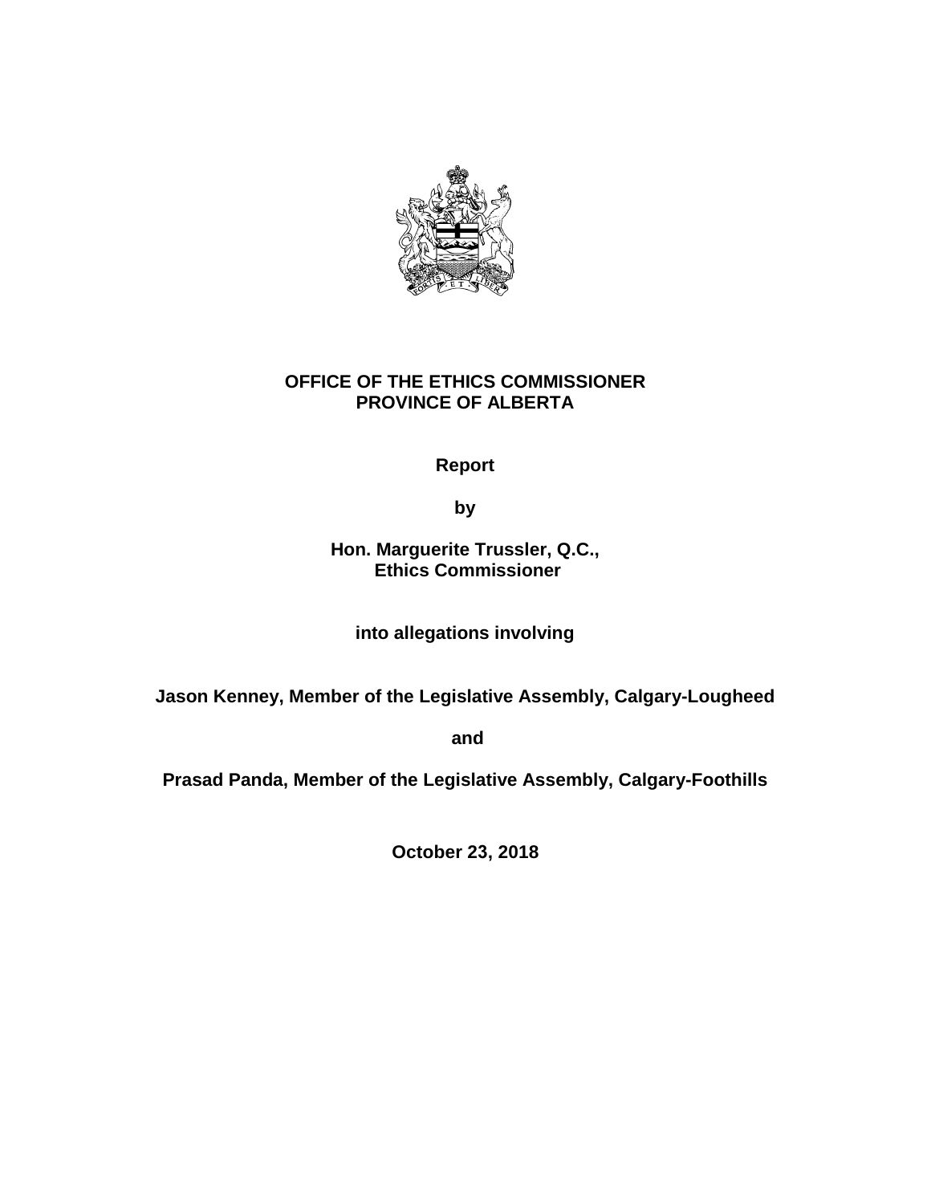**OFFICE OF THE ETHICS COMMISSIONER**
**PROVINCE OF ALBERTA**

**Report**

**by**

**Hon. Marguerite Trussler, Q.C.,**
**Ethics Commissioner**

**into allegations involving**

**Jason Kenney, Member of the Legislative Assembly, Calgary-Lougheed**

**and**

**Prasad Panda, Member of the Legislative Assembly, Calgary-Foothills**

**October 23, 2018**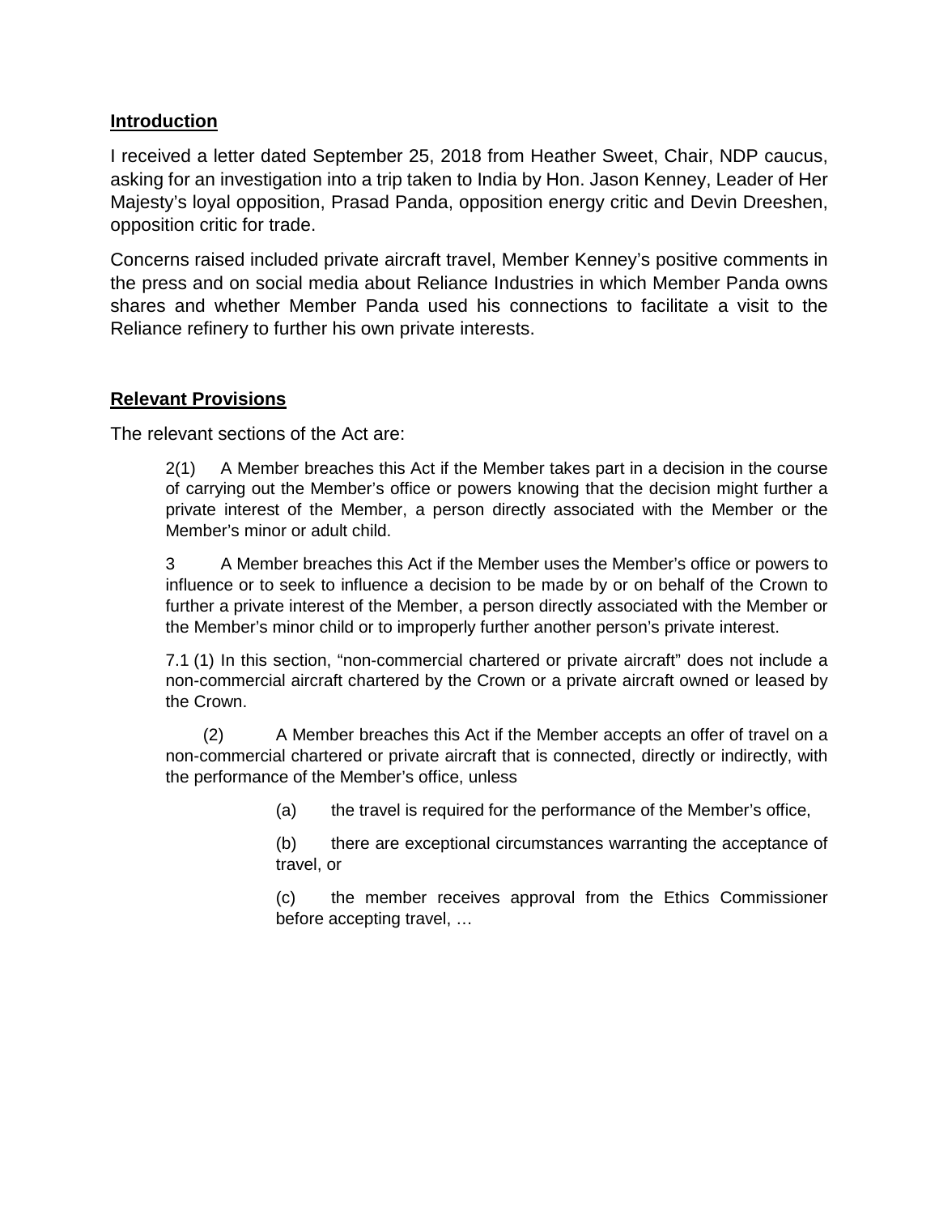## Introduction

I received a letter dated September 25, 2018 from Heather Sweet, Chair, NDP caucus, asking for an investigation into a trip taken to India by Hon. Jason Kenney, Leader of Her Majesty's loyal opposition, Prasad Panda, opposition energy critic and Devin Dreeshen, opposition critic for trade.

Concerns raised included private aircraft travel, Member Kenney's positive comments in the press and on social media about Reliance Industries in which Member Panda owns shares and whether Member Panda used his connections to facilitate a visit to the Reliance refinery to further his own private interests.

## Relevant Provisions

The relevant sections of the Act are:

> 2(1) A Member breaches this Act if the Member takes part in a decision in the course of carrying out the Member's office or powers knowing that the decision might further a private interest of the Member, a person directly associated with the Member or the Member's minor or adult child.
>
> 3 A Member breaches this Act if the Member uses the Member's office or powers to influence or to seek to influence a decision to be made by or on behalf of the Crown to further a private interest of the Member, a person directly associated with the Member or the Member's minor child or to improperly further another person's private interest.
>
> 7.1 (1) In this section, "non-commercial chartered or private aircraft" does not include a non-commercial aircraft chartered by the Crown or a private aircraft owned or leased by the Crown.
>
> (2) A Member breaches this Act if the Member accepts an offer of travel on a non-commercial chartered or private aircraft that is connected, directly or indirectly, with the performance of the Member's office, unless
>
> (a) the travel is required for the performance of the Member's office,
>
> (b) there are exceptional circumstances warranting the acceptance of travel, or
>
> (c) the member receives approval from the Ethics Commissioner before accepting travel, …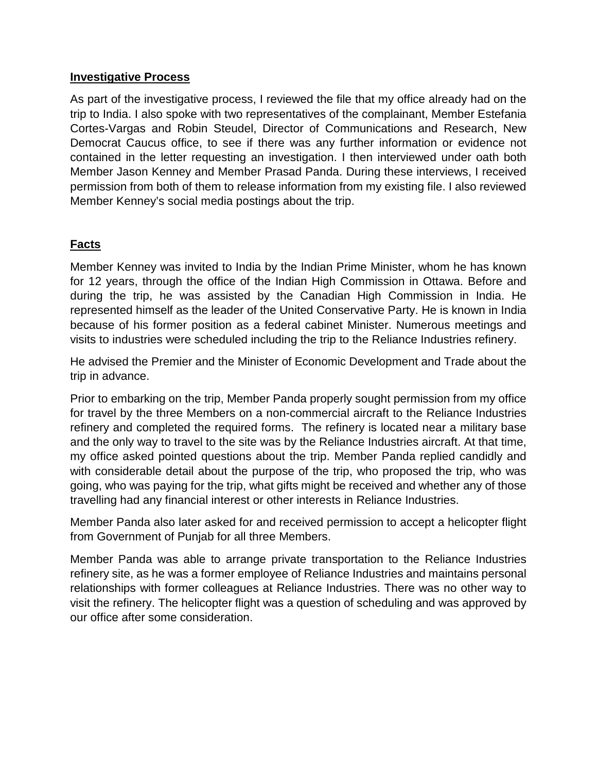## Investigative Process

As part of the investigative process, I reviewed the file that my office already had on the trip to India. I also spoke with two representatives of the complainant, Member Estefania Cortes-Vargas and Robin Steudel, Director of Communications and Research, New Democrat Caucus office, to see if there was any further information or evidence not contained in the letter requesting an investigation. I then interviewed under oath both Member Jason Kenney and Member Prasad Panda. During these interviews, I received permission from both of them to release information from my existing file. I also reviewed Member Kenney's social media postings about the trip.

## Facts

Member Kenney was invited to India by the Indian Prime Minister, whom he has known for 12 years, through the office of the Indian High Commission in Ottawa. Before and during the trip, he was assisted by the Canadian High Commission in India. He represented himself as the leader of the United Conservative Party. He is known in India because of his former position as a federal cabinet Minister. Numerous meetings and visits to industries were scheduled including the trip to the Reliance Industries refinery.

He advised the Premier and the Minister of Economic Development and Trade about the trip in advance.

Prior to embarking on the trip, Member Panda properly sought permission from my office for travel by the three Members on a non-commercial aircraft to the Reliance Industries refinery and completed the required forms. The refinery is located near a military base and the only way to travel to the site was by the Reliance Industries aircraft. At that time, my office asked pointed questions about the trip. Member Panda replied candidly and with considerable detail about the purpose of the trip, who proposed the trip, who was going, who was paying for the trip, what gifts might be received and whether any of those travelling had any financial interest or other interests in Reliance Industries.

Member Panda also later asked for and received permission to accept a helicopter flight from Government of Punjab for all three Members.

Member Panda was able to arrange private transportation to the Reliance Industries refinery site, as he was a former employee of Reliance Industries and maintains personal relationships with former colleagues at Reliance Industries. There was no other way to visit the refinery. The helicopter flight was a question of scheduling and was approved by our office after some consideration.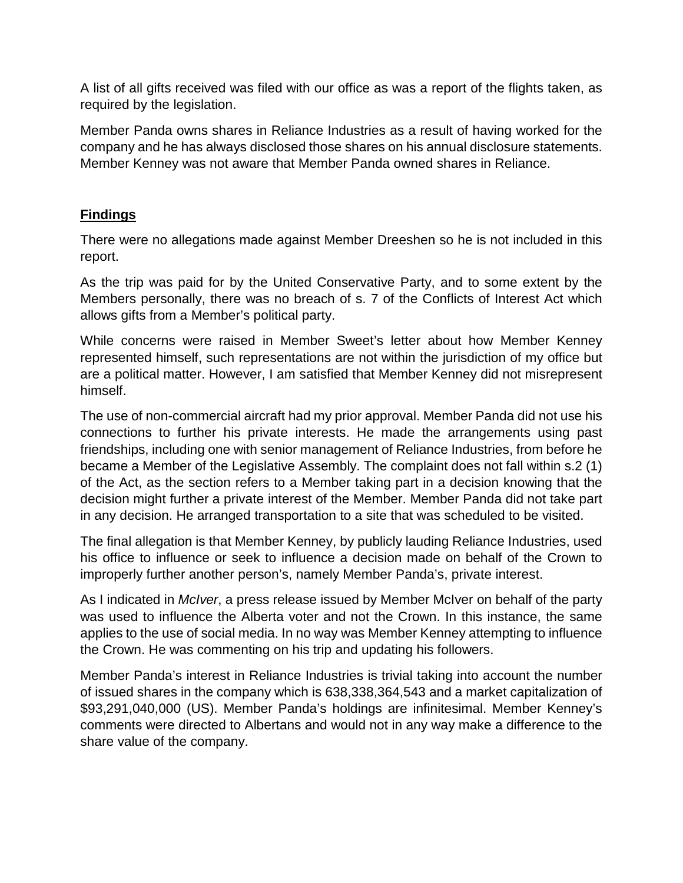A list of all gifts received was filed with our office as was a report of the flights taken, as required by the legislation.

Member Panda owns shares in Reliance Industries as a result of having worked for the company and he has always disclosed those shares on his annual disclosure statements. Member Kenney was not aware that Member Panda owned shares in Reliance.

## **Findings**

There were no allegations made against Member Dreeshen so he is not included in this report.

As the trip was paid for by the United Conservative Party, and to some extent by the Members personally, there was no breach of s. 7 of the Conflicts of Interest Act which allows gifts from a Member's political party.

While concerns were raised in Member Sweet's letter about how Member Kenney represented himself, such representations are not within the jurisdiction of my office but are a political matter. However, I am satisfied that Member Kenney did not misrepresent himself.

The use of non-commercial aircraft had my prior approval. Member Panda did not use his connections to further his private interests. He made the arrangements using past friendships, including one with senior management of Reliance Industries, from before he became a Member of the Legislative Assembly. The complaint does not fall within s.2 (1) of the Act, as the section refers to a Member taking part in a decision knowing that the decision might further a private interest of the Member. Member Panda did not take part in any decision. He arranged transportation to a site that was scheduled to be visited.

The final allegation is that Member Kenney, by publicly lauding Reliance Industries, used his office to influence or seek to influence a decision made on behalf of the Crown to improperly further another person's, namely Member Panda's, private interest.

As I indicated in *McIver*, a press release issued by Member McIver on behalf of the party was used to influence the Alberta voter and not the Crown. In this instance, the same applies to the use of social media. In no way was Member Kenney attempting to influence the Crown. He was commenting on his trip and updating his followers.

Member Panda's interest in Reliance Industries is trivial taking into account the number of issued shares in the company which is 638,338,364,543 and a market capitalization of $93,291,040,000 (US). Member Panda's holdings are infinitesimal. Member Kenney's comments were directed to Albertans and would not in any way make a difference to the share value of the company.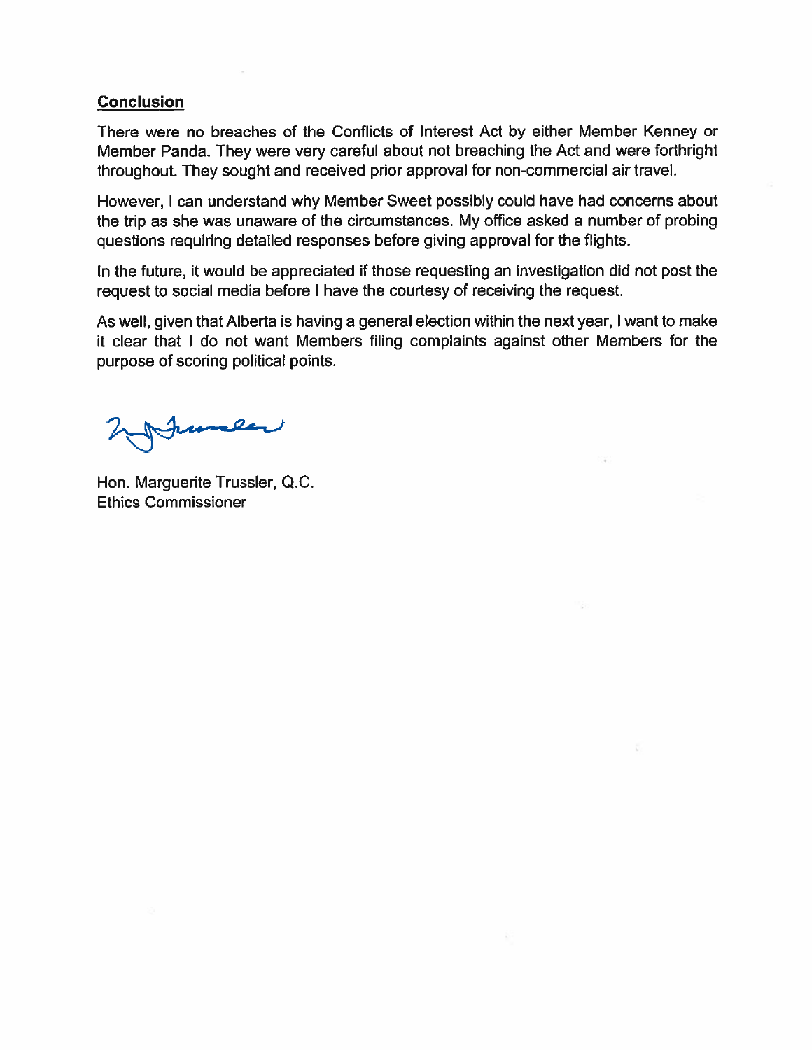## Conclusion

There were no breaches of the Conflicts of Interest Act by either Member Kenney or Member Panda. They were very careful about not breaching the Act and were forthright throughout. They sought and received prior approval for non-commercial air travel.

However, I can understand why Member Sweet possibly could have had concerns about the trip as she was unaware of the circumstances. My office asked a number of probing questions requiring detailed responses before giving approval for the flights.

In the future, it would be appreciated if those requesting an investigation did not post the request to social media before I have the courtesy of receiving the request.

As well, given that Alberta is having a general election within the next year, I want to make it clear that I do not want Members filing complaints against other Members for the purpose of scoring political points.

Hon. Marguerite Trussler, Q.C.
Ethics Commissioner